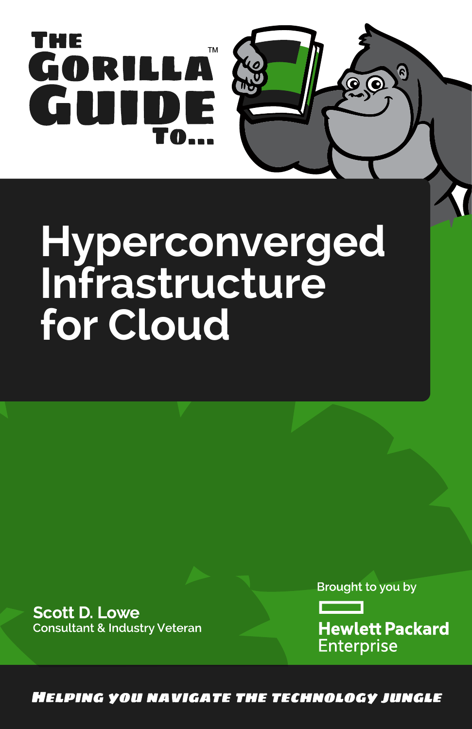# THE GORILLA GUIDE TO...™

# Hyperconverged Infrastructure for Cloud

**Scott D. Lowe**
Consultant & Industry Veteran

Brought to you by

**Hewlett Packard** Enterprise

*HELPING YOU NAVIGATE THE TECHNOLOGY JUNGLE*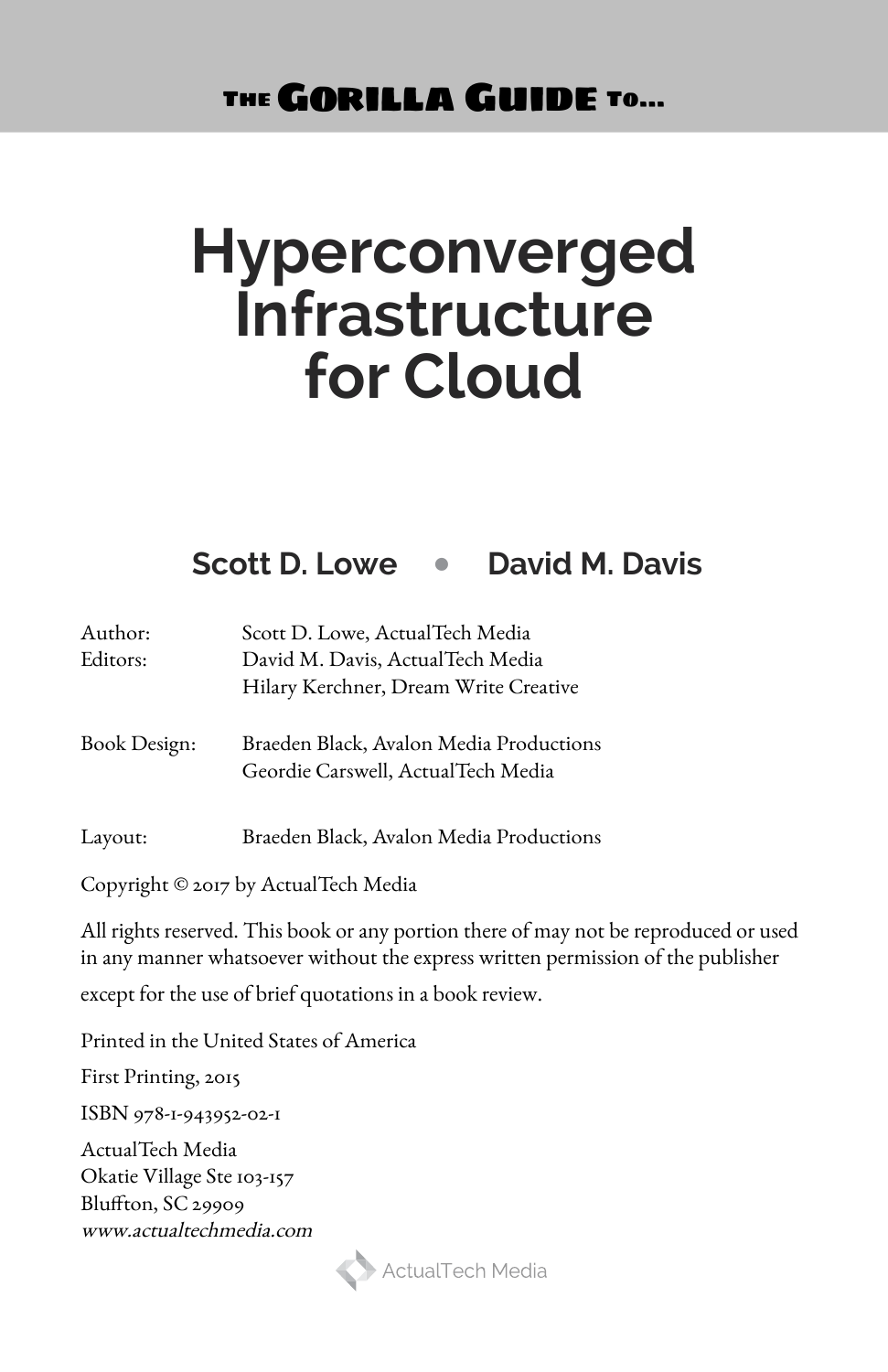THE **GORILLA GUIDE** TO...

# Hyperconverged Infrastructure for Cloud

**Scott D. Lowe • David M. Davis**

| | |
|---|---|
| Author: | Scott D. Lowe, ActualTech Media |
| Editors: | David M. Davis, ActualTech Media<br>Hilary Kerchner, Dream Write Creative |
| Book Design: | Braeden Black, Avalon Media Productions<br>Geordie Carswell, ActualTech Media |
| Layout: | Braeden Black, Avalon Media Productions |

Copyright © 2017 by ActualTech Media

All rights reserved. This book or any portion there of may not be reproduced or used in any manner whatsoever without the express written permission of the publisher except for the use of brief quotations in a book review.

Printed in the United States of America

First Printing, 2015

ISBN 978-1-943952-02-1

ActualTech Media
Okatie Village Ste 103-157
Bluffton, SC 29909
*www.actualtechmedia.com*

ActualTech Media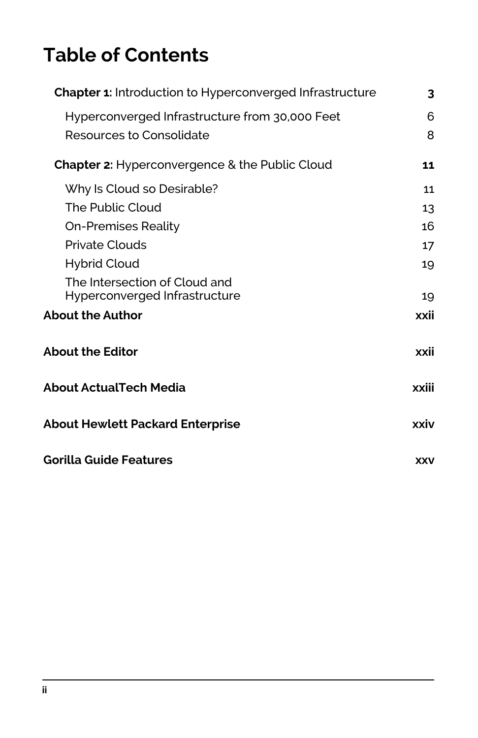# Table of Contents

| | |
|---|---|
| **Chapter 1:** Introduction to Hyperconverged Infrastructure | **3** |
| Hyperconverged Infrastructure from 30,000 Feet | 6 |
| Resources to Consolidate | 8 |
| **Chapter 2:** Hyperconvergence & the Public Cloud | **11** |
| Why Is Cloud so Desirable? | 11 |
| The Public Cloud | 13 |
| On-Premises Reality | 16 |
| Private Clouds | 17 |
| Hybrid Cloud | 19 |
| The Intersection of Cloud and Hyperconverged Infrastructure | 19 |
| **About the Author** | **xxii** |
| **About the Editor** | **xxii** |
| **About ActualTech Media** | **xxiii** |
| **About Hewlett Packard Enterprise** | **xxiv** |
| **Gorilla Guide Features** | **xxv** |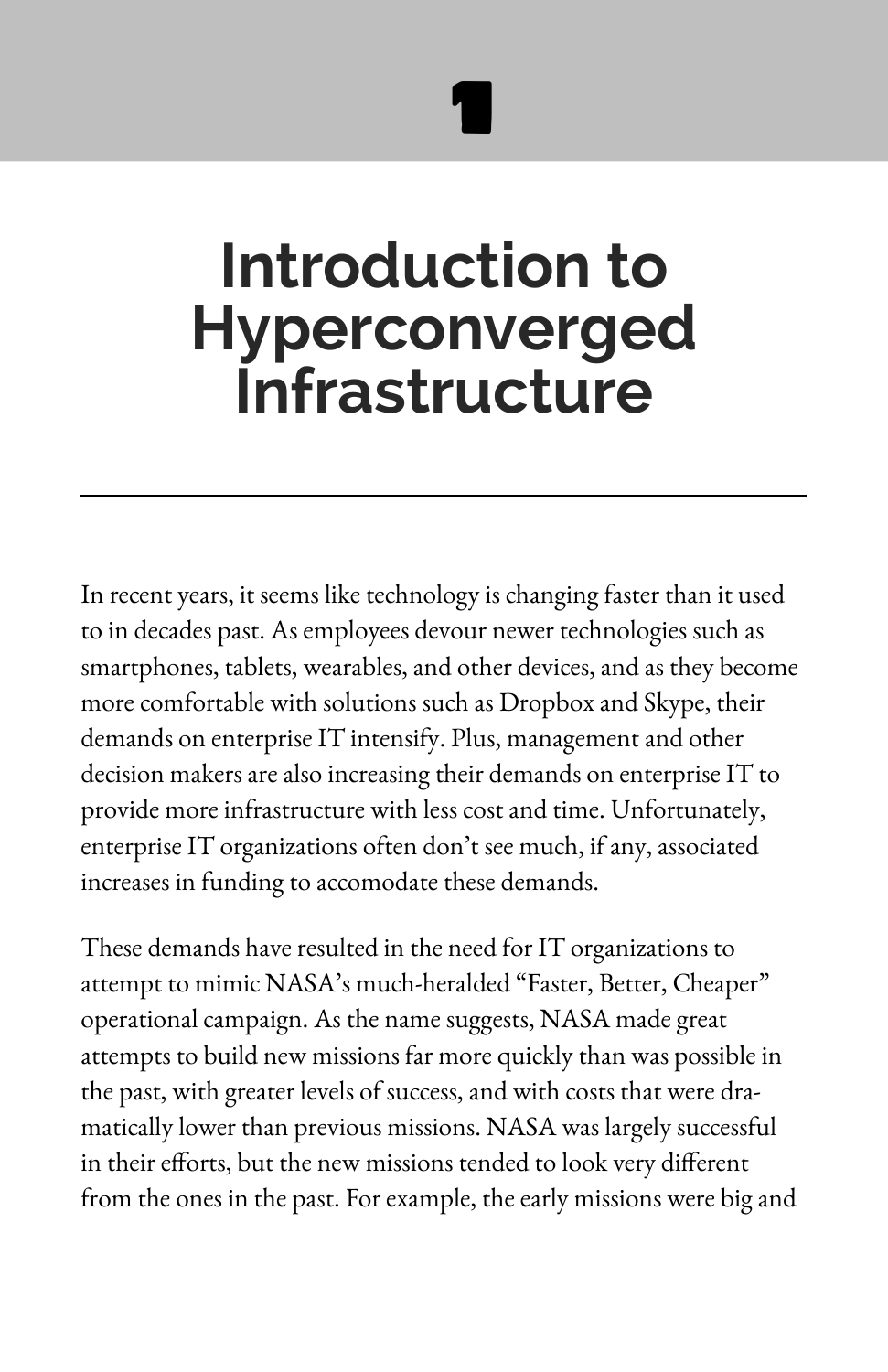# 1

# Introduction to Hyperconverged Infrastructure

In recent years, it seems like technology is changing faster than it used to in decades past. As employees devour newer technologies such as smartphones, tablets, wearables, and other devices, and as they become more comfortable with solutions such as Dropbox and Skype, their demands on enterprise IT intensify. Plus, management and other decision makers are also increasing their demands on enterprise IT to provide more infrastructure with less cost and time. Unfortunately, enterprise IT organizations often don't see much, if any, associated increases in funding to accomodate these demands.

These demands have resulted in the need for IT organizations to attempt to mimic NASA's much-heralded "Faster, Better, Cheaper" operational campaign. As the name suggests, NASA made great attempts to build new missions far more quickly than was possible in the past, with greater levels of success, and with costs that were dramatically lower than previous missions. NASA was largely successful in their efforts, but the new missions tended to look very different from the ones in the past. For example, the early missions were big and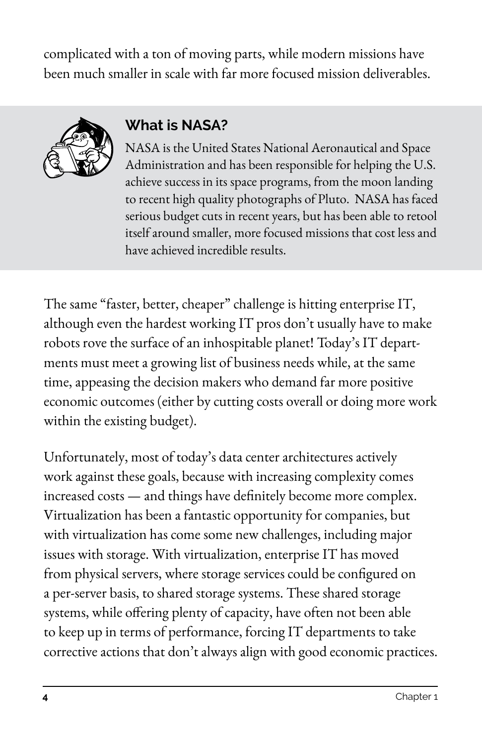complicated with a ton of moving parts, while modern missions have been much smaller in scale with far more focused mission deliverables.

### What is NASA?

NASA is the United States National Aeronautical and Space Administration and has been responsible for helping the U.S. achieve success in its space programs, from the moon landing to recent high quality photographs of Pluto. NASA has faced serious budget cuts in recent years, but has been able to retool itself around smaller, more focused missions that cost less and have achieved incredible results.

The same "faster, better, cheaper" challenge is hitting enterprise IT, although even the hardest working IT pros don't usually have to make robots rove the surface of an inhospitable planet! Today's IT departments must meet a growing list of business needs while, at the same time, appeasing the decision makers who demand far more positive economic outcomes (either by cutting costs overall or doing more work within the existing budget).

Unfortunately, most of today's data center architectures actively work against these goals, because with increasing complexity comes increased costs — and things have definitely become more complex. Virtualization has been a fantastic opportunity for companies, but with virtualization has come some new challenges, including major issues with storage. With virtualization, enterprise IT has moved from physical servers, where storage services could be configured on a per-server basis, to shared storage systems. These shared storage systems, while offering plenty of capacity, have often not been able to keep up in terms of performance, forcing IT departments to take corrective actions that don't always align with good economic practices.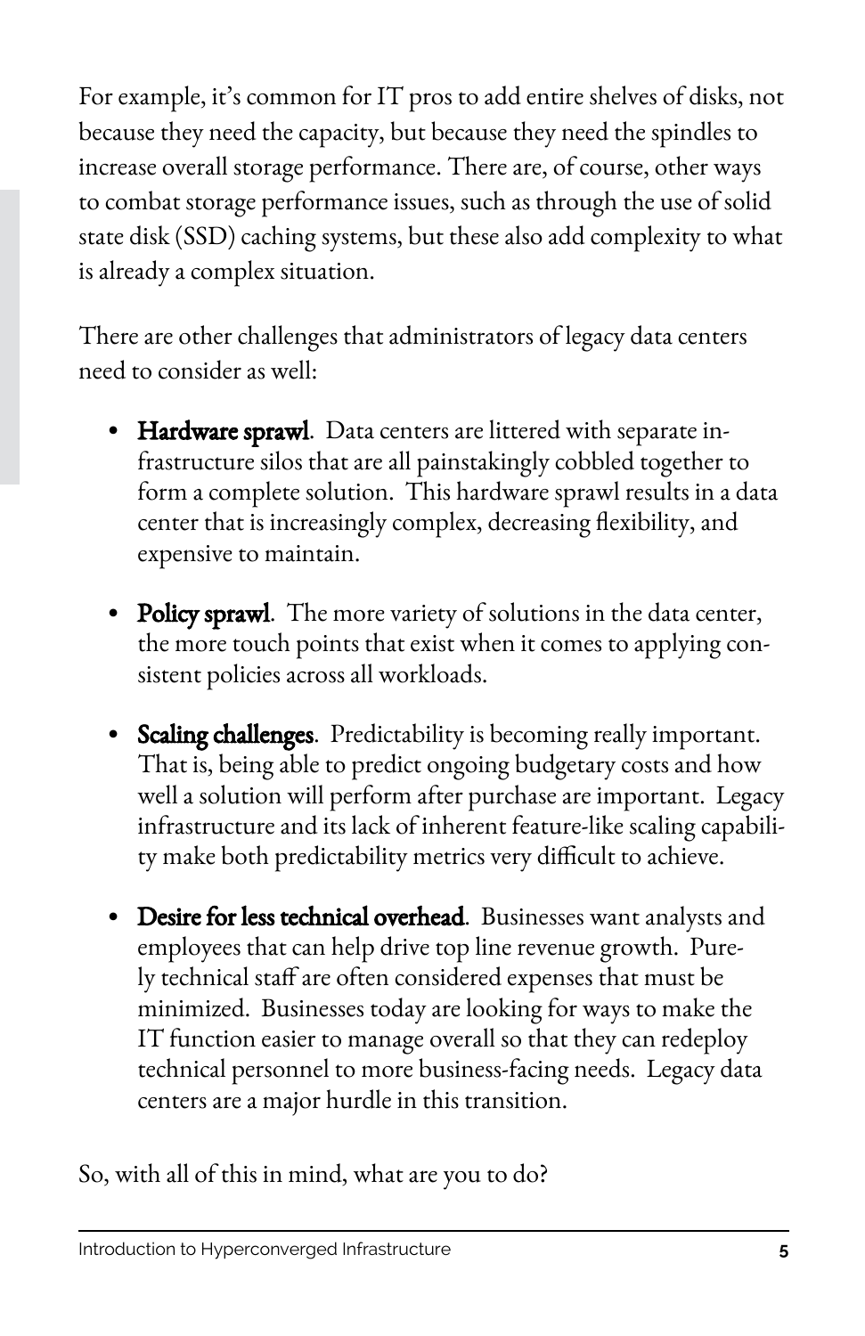For example, it's common for IT pros to add entire shelves of disks, not because they need the capacity, but because they need the spindles to increase overall storage performance. There are, of course, other ways to combat storage performance issues, such as through the use of solid state disk (SSD) caching systems, but these also add complexity to what is already a complex situation.

There are other challenges that administrators of legacy data centers need to consider as well:

- **Hardware sprawl**. Data centers are littered with separate infrastructure silos that are all painstakingly cobbled together to form a complete solution. This hardware sprawl results in a data center that is increasingly complex, decreasing flexibility, and expensive to maintain.

- **Policy sprawl**. The more variety of solutions in the data center, the more touch points that exist when it comes to applying consistent policies across all workloads.

- **Scaling challenges**. Predictability is becoming really important. That is, being able to predict ongoing budgetary costs and how well a solution will perform after purchase are important. Legacy infrastructure and its lack of inherent feature-like scaling capability make both predictability metrics very difficult to achieve.

- **Desire for less technical overhead**. Businesses want analysts and employees that can help drive top line revenue growth. Purely technical staff are often considered expenses that must be minimized. Businesses today are looking for ways to make the IT function easier to manage overall so that they can redeploy technical personnel to more business-facing needs. Legacy data centers are a major hurdle in this transition.

So, with all of this in mind, what are you to do?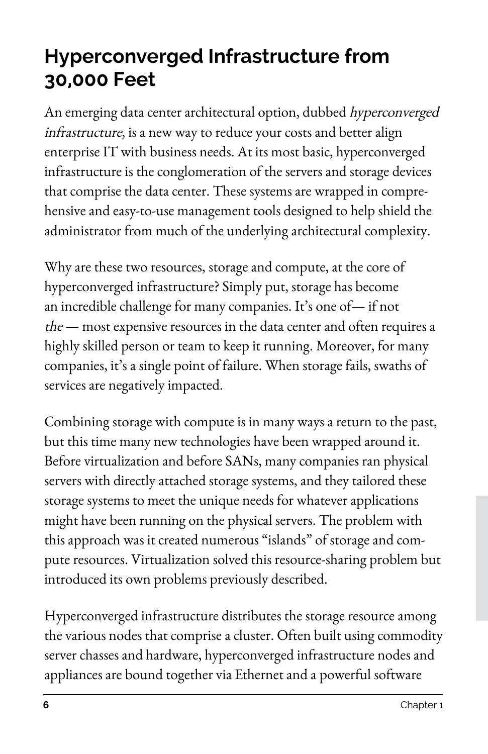## Hyperconverged Infrastructure from 30,000 Feet

An emerging data center architectural option, dubbed *hyperconverged infrastructure*, is a new way to reduce your costs and better align enterprise IT with business needs. At its most basic, hyperconverged infrastructure is the conglomeration of the servers and storage devices that comprise the data center. These systems are wrapped in comprehensive and easy-to-use management tools designed to help shield the administrator from much of the underlying architectural complexity.

Why are these two resources, storage and compute, at the core of hyperconverged infrastructure? Simply put, storage has become an incredible challenge for many companies. It's one of— if not *the* — most expensive resources in the data center and often requires a highly skilled person or team to keep it running. Moreover, for many companies, it's a single point of failure. When storage fails, swaths of services are negatively impacted.

Combining storage with compute is in many ways a return to the past, but this time many new technologies have been wrapped around it. Before virtualization and before SANs, many companies ran physical servers with directly attached storage systems, and they tailored these storage systems to meet the unique needs for whatever applications might have been running on the physical servers. The problem with this approach was it created numerous "islands" of storage and compute resources. Virtualization solved this resource-sharing problem but introduced its own problems previously described.

Hyperconverged infrastructure distributes the storage resource among the various nodes that comprise a cluster. Often built using commodity server chasses and hardware, hyperconverged infrastructure nodes and appliances are bound together via Ethernet and a powerful software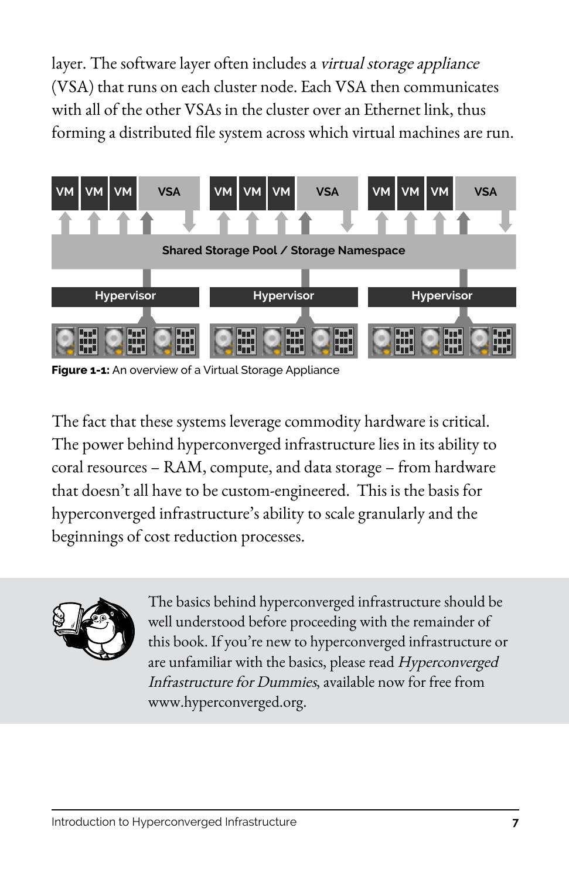layer. The software layer often includes a *virtual storage appliance* (VSA) that runs on each cluster node. Each VSA then communicates with all of the other VSAs in the cluster over an Ethernet link, thus forming a distributed file system across which virtual machines are run.

**Figure 1-1:** An overview of a Virtual Storage Appliance

The fact that these systems leverage commodity hardware is critical. The power behind hyperconverged infrastructure lies in its ability to coral resources – RAM, compute, and data storage – from hardware that doesn't all have to be custom-engineered. This is the basis for hyperconverged infrastructure's ability to scale granularly and the beginnings of cost reduction processes.

The basics behind hyperconverged infrastructure should be well understood before proceeding with the remainder of this book. If you're new to hyperconverged infrastructure or are unfamiliar with the basics, please read *Hyperconverged Infrastructure for Dummies*, available now for free from www.hyperconverged.org.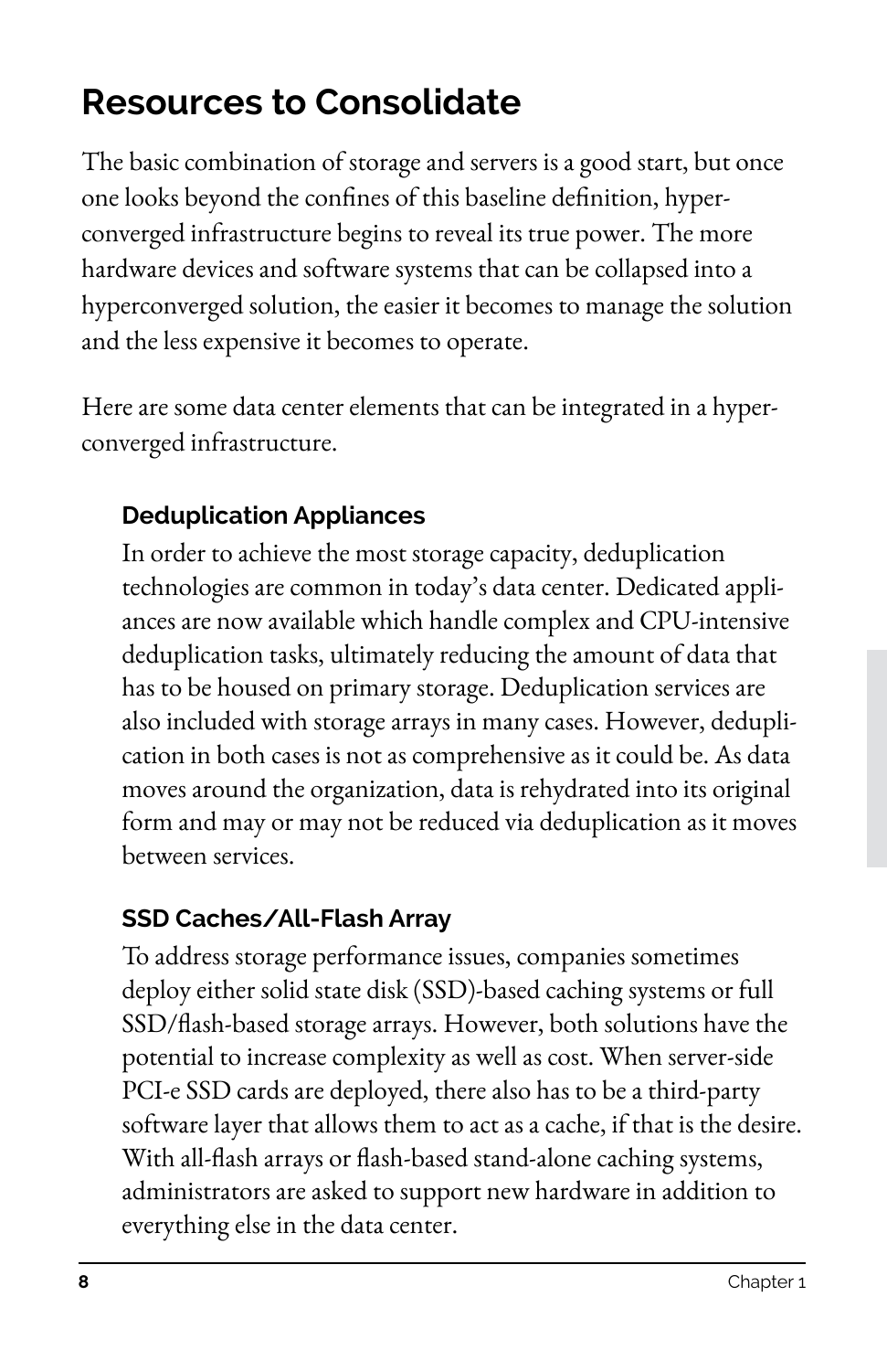## Resources to Consolidate

The basic combination of storage and servers is a good start, but once one looks beyond the confines of this baseline definition, hyperconverged infrastructure begins to reveal its true power. The more hardware devices and software systems that can be collapsed into a hyperconverged solution, the easier it becomes to manage the solution and the less expensive it becomes to operate.

Here are some data center elements that can be integrated in a hyperconverged infrastructure.

### Deduplication Appliances

In order to achieve the most storage capacity, deduplication technologies are common in today's data center. Dedicated appliances are now available which handle complex and CPU-intensive deduplication tasks, ultimately reducing the amount of data that has to be housed on primary storage. Deduplication services are also included with storage arrays in many cases. However, deduplication in both cases is not as comprehensive as it could be. As data moves around the organization, data is rehydrated into its original form and may or may not be reduced via deduplication as it moves between services.

### SSD Caches/All-Flash Array

To address storage performance issues, companies sometimes deploy either solid state disk (SSD)-based caching systems or full SSD/flash-based storage arrays. However, both solutions have the potential to increase complexity as well as cost. When server-side PCI-e SSD cards are deployed, there also has to be a third-party software layer that allows them to act as a cache, if that is the desire. With all-flash arrays or flash-based stand-alone caching systems, administrators are asked to support new hardware in addition to everything else in the data center.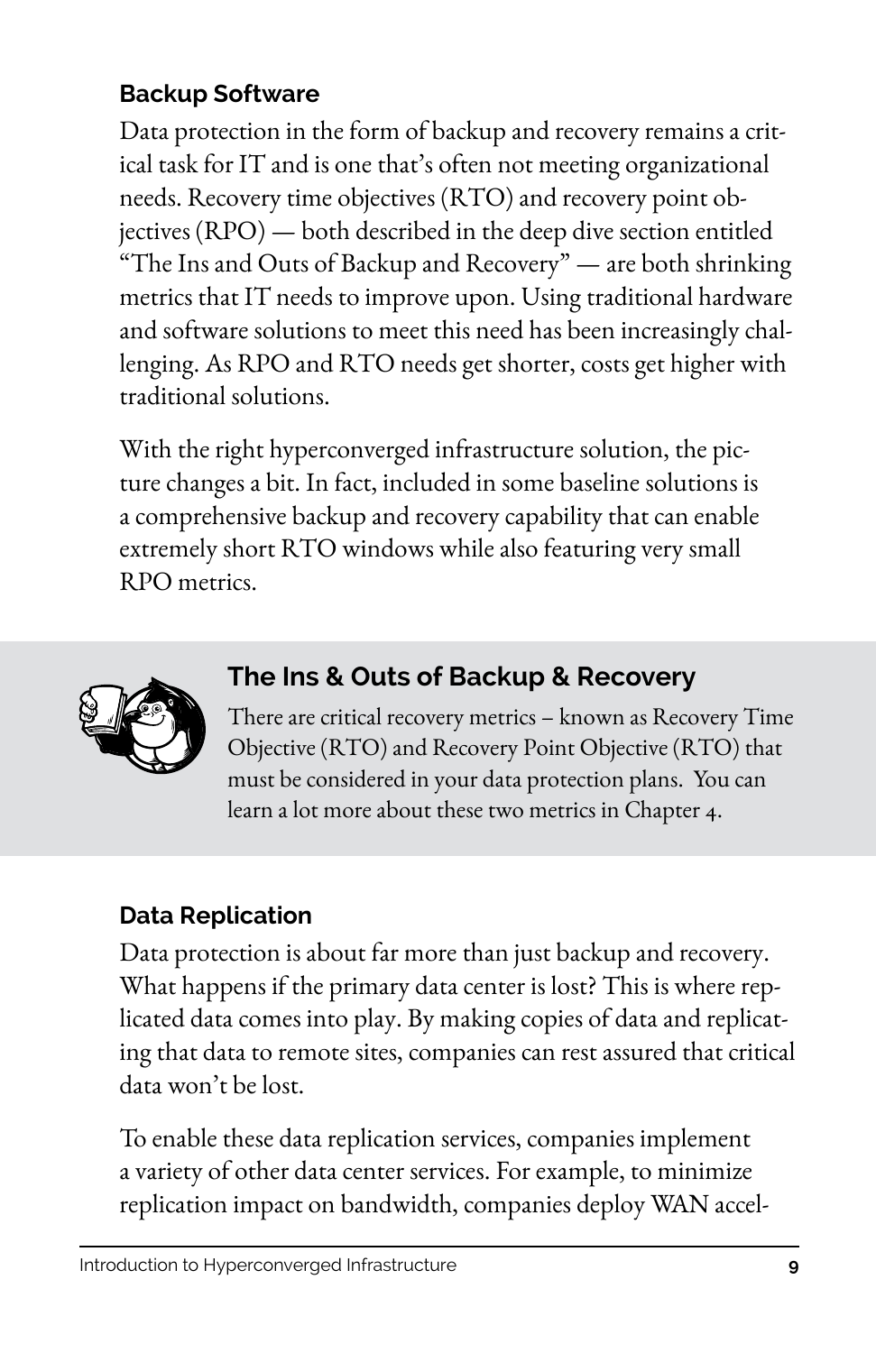### Backup Software

Data protection in the form of backup and recovery remains a critical task for IT and is one that's often not meeting organizational needs. Recovery time objectives (RTO) and recovery point objectives (RPO) — both described in the deep dive section entitled "The Ins and Outs of Backup and Recovery" — are both shrinking metrics that IT needs to improve upon. Using traditional hardware and software solutions to meet this need has been increasingly challenging. As RPO and RTO needs get shorter, costs get higher with traditional solutions.

With the right hyperconverged infrastructure solution, the picture changes a bit. In fact, included in some baseline solutions is a comprehensive backup and recovery capability that can enable extremely short RTO windows while also featuring very small RPO metrics.

> **The Ins & Outs of Backup & Recovery**
>
> There are critical recovery metrics – known as Recovery Time Objective (RTO) and Recovery Point Objective (RTO) that must be considered in your data protection plans. You can learn a lot more about these two metrics in Chapter 4.

### Data Replication

Data protection is about far more than just backup and recovery. What happens if the primary data center is lost? This is where replicated data comes into play. By making copies of data and replicating that data to remote sites, companies can rest assured that critical data won't be lost.

To enable these data replication services, companies implement a variety of other data center services. For example, to minimize replication impact on bandwidth, companies deploy WAN accel-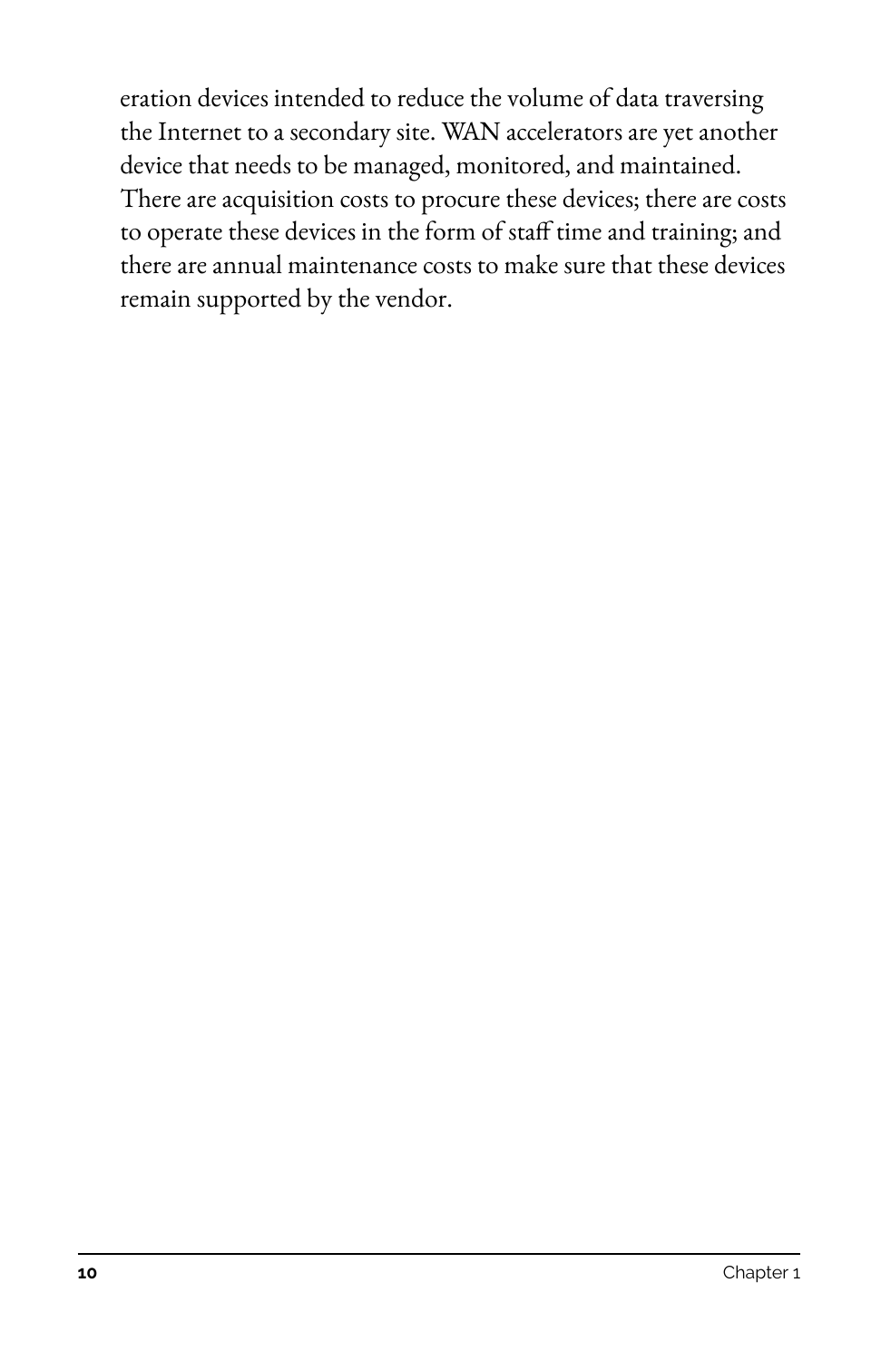eration devices intended to reduce the volume of data traversing the Internet to a secondary site. WAN accelerators are yet another device that needs to be managed, monitored, and maintained. There are acquisition costs to procure these devices; there are costs to operate these devices in the form of staff time and training; and there are annual maintenance costs to make sure that these devices remain supported by the vendor.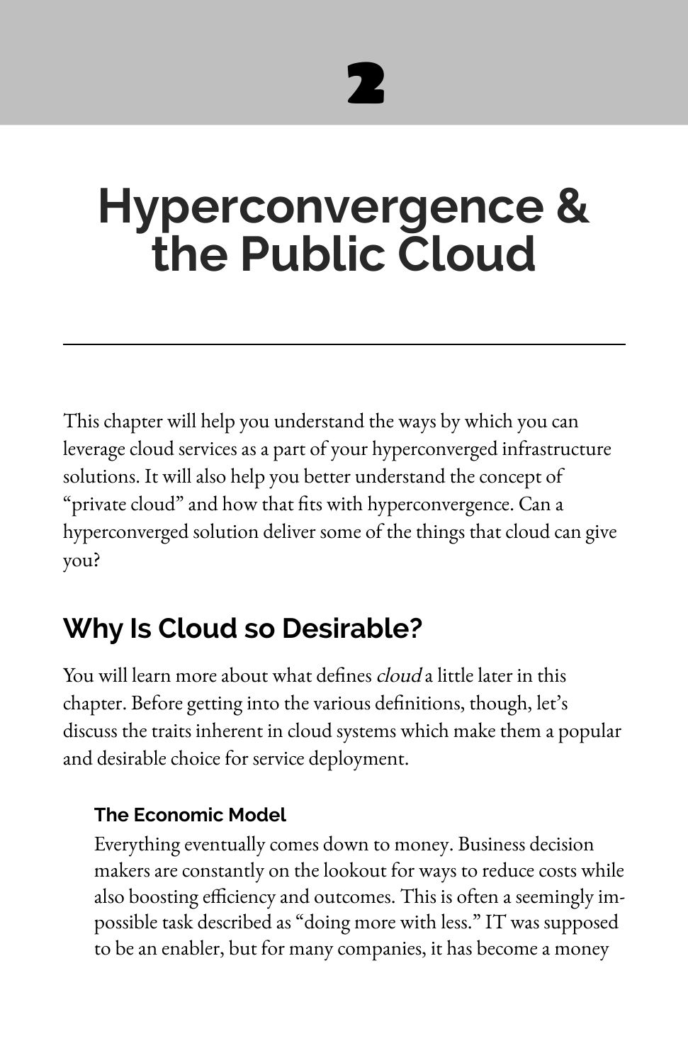# 2

# Hyperconvergence & the Public Cloud

This chapter will help you understand the ways by which you can leverage cloud services as a part of your hyperconverged infrastructure solutions. It will also help you better understand the concept of "private cloud" and how that fits with hyperconvergence. Can a hyperconverged solution deliver some of the things that cloud can give you?

## Why Is Cloud so Desirable?

You will learn more about what defines *cloud* a little later in this chapter. Before getting into the various definitions, though, let's discuss the traits inherent in cloud systems which make them a popular and desirable choice for service deployment.

### The Economic Model

Everything eventually comes down to money. Business decision makers are constantly on the lookout for ways to reduce costs while also boosting efficiency and outcomes. This is often a seemingly impossible task described as "doing more with less." IT was supposed to be an enabler, but for many companies, it has become a money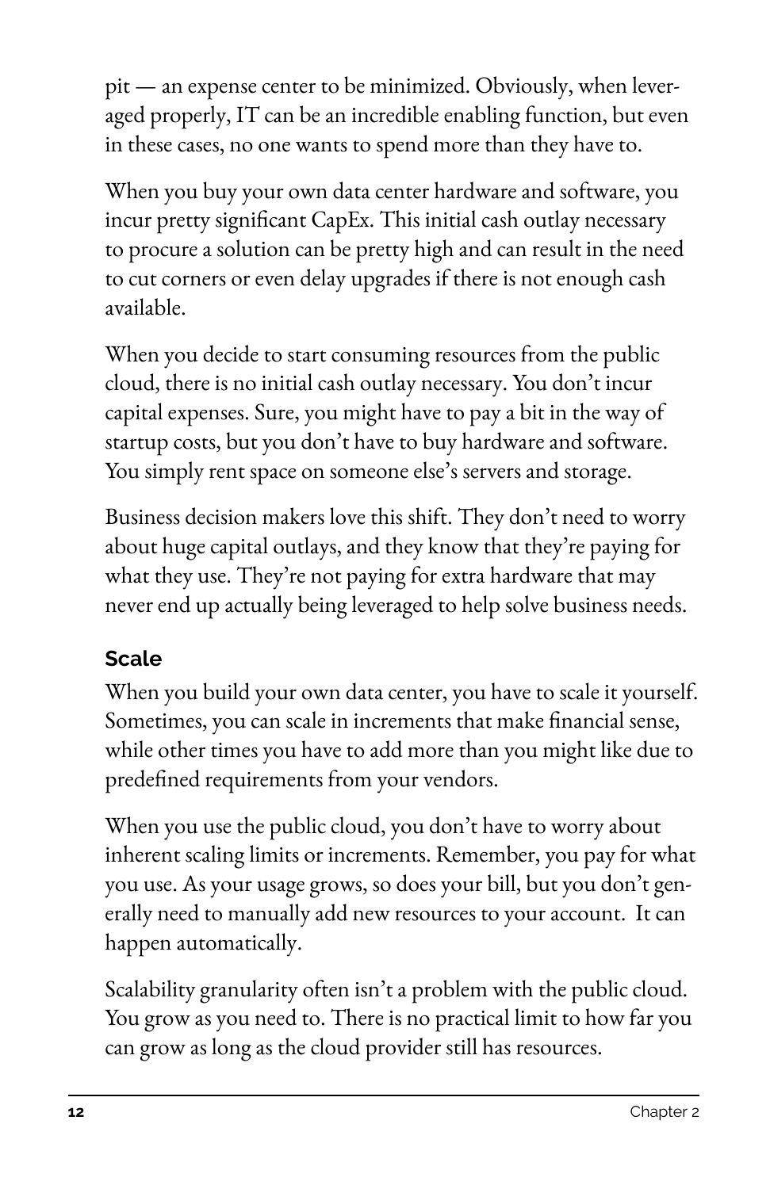pit — an expense center to be minimized. Obviously, when leveraged properly, IT can be an incredible enabling function, but even in these cases, no one wants to spend more than they have to.

When you buy your own data center hardware and software, you incur pretty significant CapEx. This initial cash outlay necessary to procure a solution can be pretty high and can result in the need to cut corners or even delay upgrades if there is not enough cash available.

When you decide to start consuming resources from the public cloud, there is no initial cash outlay necessary. You don't incur capital expenses. Sure, you might have to pay a bit in the way of startup costs, but you don't have to buy hardware and software. You simply rent space on someone else's servers and storage.

Business decision makers love this shift. They don't need to worry about huge capital outlays, and they know that they're paying for what they use. They're not paying for extra hardware that may never end up actually being leveraged to help solve business needs.

### Scale

When you build your own data center, you have to scale it yourself. Sometimes, you can scale in increments that make financial sense, while other times you have to add more than you might like due to predefined requirements from your vendors.

When you use the public cloud, you don't have to worry about inherent scaling limits or increments. Remember, you pay for what you use. As your usage grows, so does your bill, but you don't generally need to manually add new resources to your account. It can happen automatically.

Scalability granularity often isn't a problem with the public cloud. You grow as you need to. There is no practical limit to how far you can grow as long as the cloud provider still has resources.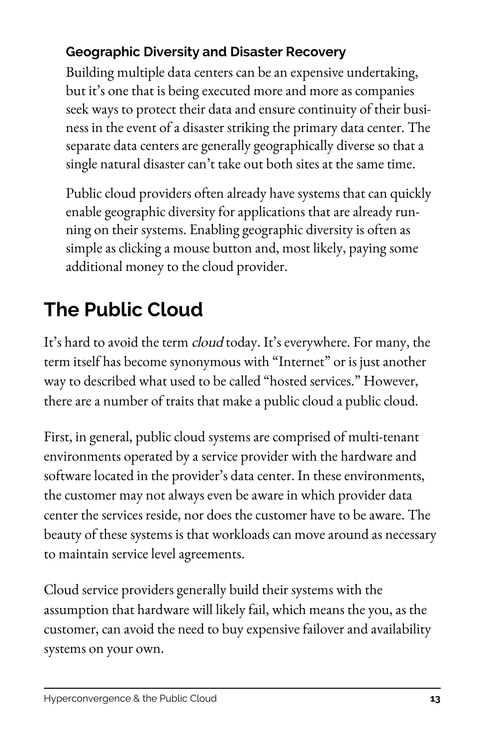### Geographic Diversity and Disaster Recovery

Building multiple data centers can be an expensive undertaking, but it's one that is being executed more and more as companies seek ways to protect their data and ensure continuity of their business in the event of a disaster striking the primary data center. The separate data centers are generally geographically diverse so that a single natural disaster can't take out both sites at the same time.

Public cloud providers often already have systems that can quickly enable geographic diversity for applications that are already running on their systems. Enabling geographic diversity is often as simple as clicking a mouse button and, most likely, paying some additional money to the cloud provider.

## The Public Cloud

It's hard to avoid the term *cloud* today. It's everywhere. For many, the term itself has become synonymous with "Internet" or is just another way to described what used to be called "hosted services." However, there are a number of traits that make a public cloud a public cloud.

First, in general, public cloud systems are comprised of multi-tenant environments operated by a service provider with the hardware and software located in the provider's data center. In these environments, the customer may not always even be aware in which provider data center the services reside, nor does the customer have to be aware. The beauty of these systems is that workloads can move around as necessary to maintain service level agreements.

Cloud service providers generally build their systems with the assumption that hardware will likely fail, which means the you, as the customer, can avoid the need to buy expensive failover and availability systems on your own.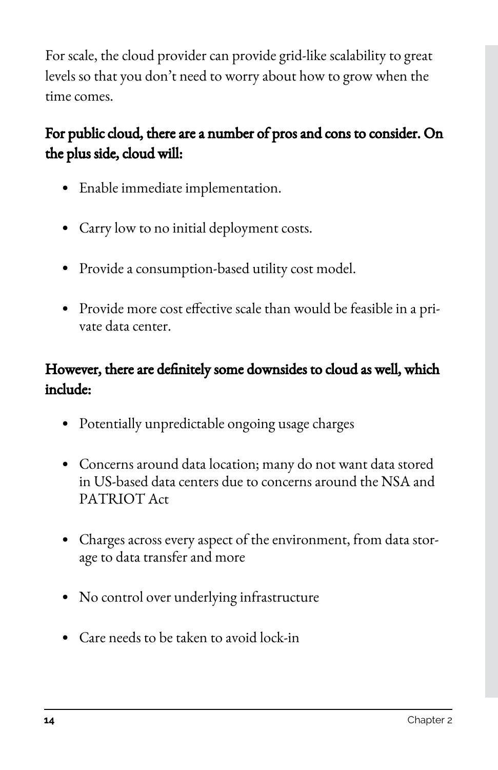For scale, the cloud provider can provide grid-like scalability to great levels so that you don't need to worry about how to grow when the time comes.

**For public cloud, there are a number of pros and cons to consider. On the plus side, cloud will:**

- Enable immediate implementation.
- Carry low to no initial deployment costs.
- Provide a consumption-based utility cost model.
- Provide more cost effective scale than would be feasible in a private data center.

**However, there are definitely some downsides to cloud as well, which include:**

- Potentially unpredictable ongoing usage charges
- Concerns around data location; many do not want data stored in US-based data centers due to concerns around the NSA and PATRIOT Act
- Charges across every aspect of the environment, from data storage to data transfer and more
- No control over underlying infrastructure
- Care needs to be taken to avoid lock-in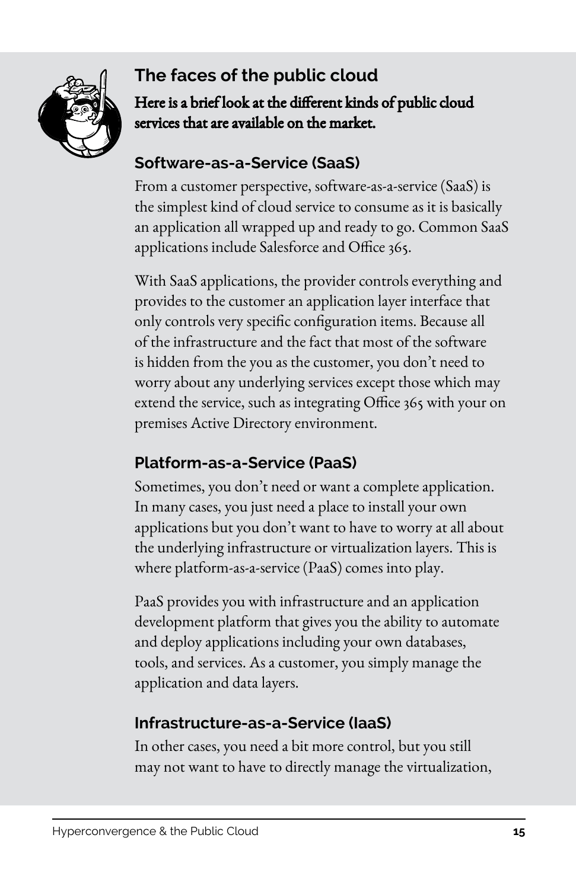## The faces of the public cloud

**Here is a brief look at the different kinds of public cloud services that are available on the market.**

### Software-as-a-Service (SaaS)

From a customer perspective, software-as-a-service (SaaS) is the simplest kind of cloud service to consume as it is basically an application all wrapped up and ready to go. Common SaaS applications include Salesforce and Office 365.

With SaaS applications, the provider controls everything and provides to the customer an application layer interface that only controls very specific configuration items. Because all of the infrastructure and the fact that most of the software is hidden from the you as the customer, you don't need to worry about any underlying services except those which may extend the service, such as integrating Office 365 with your on premises Active Directory environment.

### Platform-as-a-Service (PaaS)

Sometimes, you don't need or want a complete application. In many cases, you just need a place to install your own applications but you don't want to have to worry at all about the underlying infrastructure or virtualization layers. This is where platform-as-a-service (PaaS) comes into play.

PaaS provides you with infrastructure and an application development platform that gives you the ability to automate and deploy applications including your own databases, tools, and services. As a customer, you simply manage the application and data layers.

### Infrastructure-as-a-Service (IaaS)

In other cases, you need a bit more control, but you still may not want to have to directly manage the virtualization,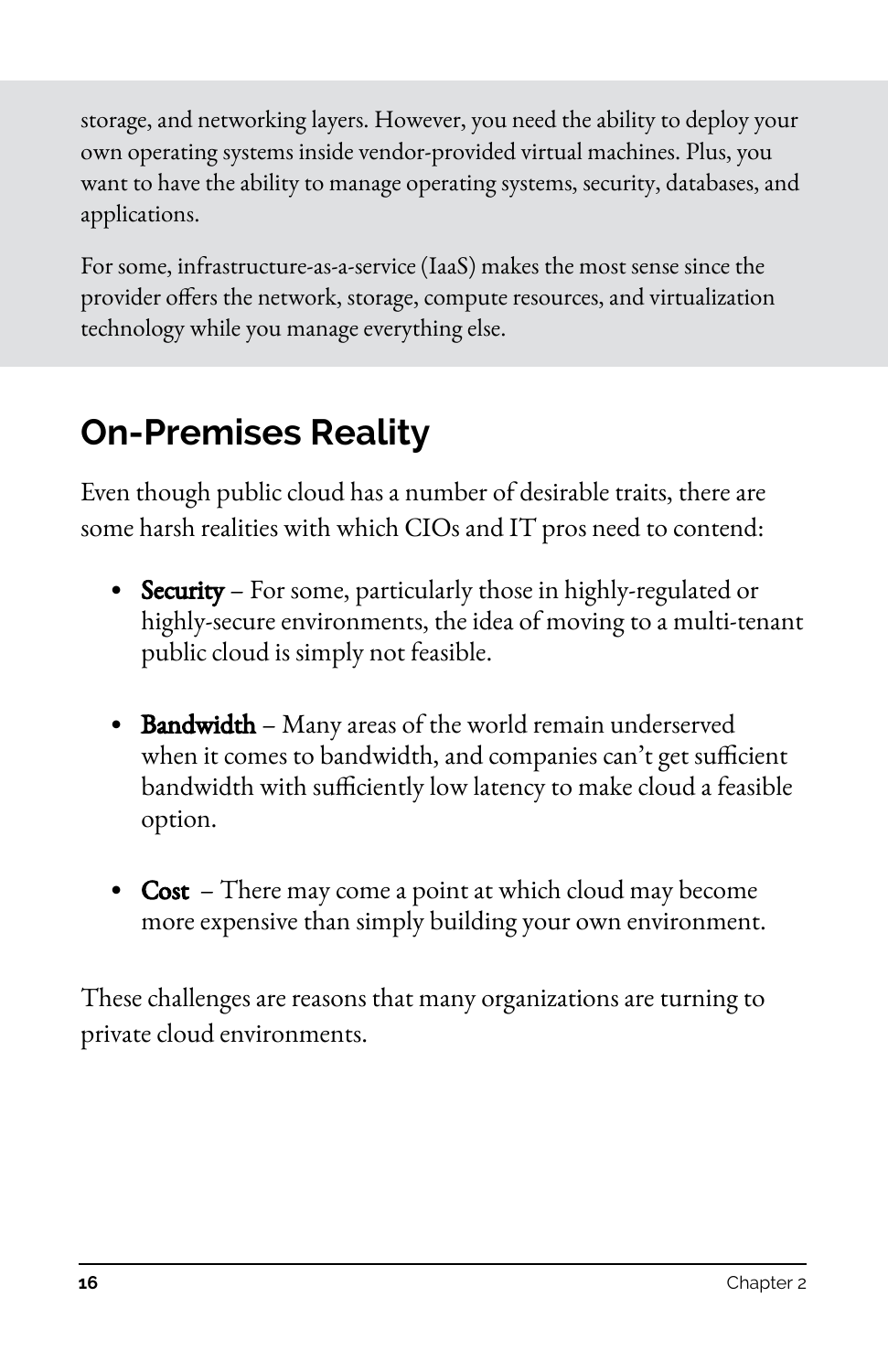storage, and networking layers. However, you need the ability to deploy your own operating systems inside vendor-provided virtual machines. Plus, you want to have the ability to manage operating systems, security, databases, and applications.

For some, infrastructure-as-a-service (IaaS) makes the most sense since the provider offers the network, storage, compute resources, and virtualization technology while you manage everything else.

## On-Premises Reality

Even though public cloud has a number of desirable traits, there are some harsh realities with which CIOs and IT pros need to contend:

- **Security** – For some, particularly those in highly-regulated or highly-secure environments, the idea of moving to a multi-tenant public cloud is simply not feasible.

- **Bandwidth** – Many areas of the world remain underserved when it comes to bandwidth, and companies can't get sufficient bandwidth with sufficiently low latency to make cloud a feasible option.

- **Cost** – There may come a point at which cloud may become more expensive than simply building your own environment.

These challenges are reasons that many organizations are turning to private cloud environments.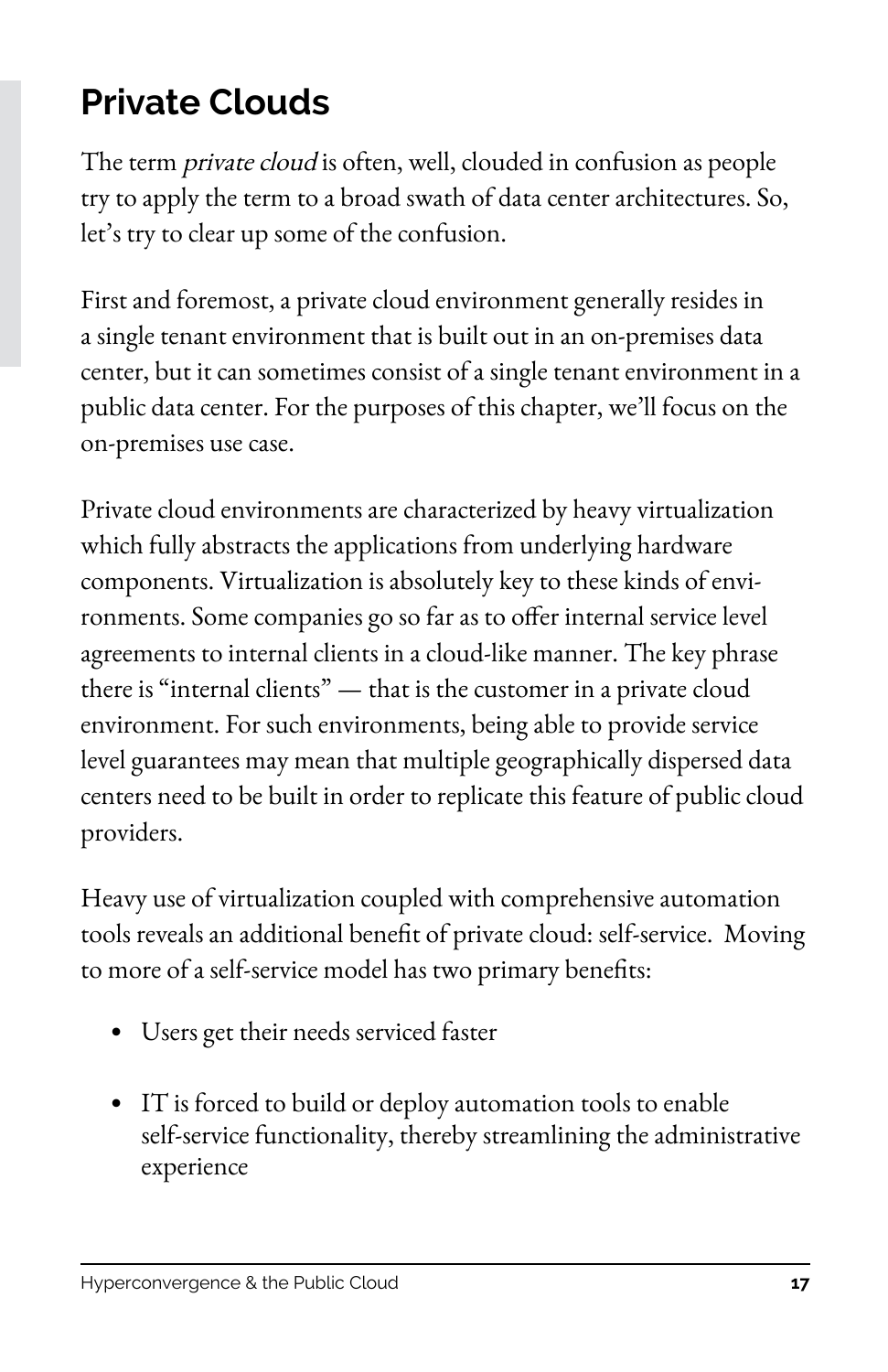## Private Clouds

The term *private cloud* is often, well, clouded in confusion as people try to apply the term to a broad swath of data center architectures. So, let's try to clear up some of the confusion.

First and foremost, a private cloud environment generally resides in a single tenant environment that is built out in an on-premises data center, but it can sometimes consist of a single tenant environment in a public data center. For the purposes of this chapter, we'll focus on the on-premises use case.

Private cloud environments are characterized by heavy virtualization which fully abstracts the applications from underlying hardware components. Virtualization is absolutely key to these kinds of environments. Some companies go so far as to offer internal service level agreements to internal clients in a cloud-like manner. The key phrase there is "internal clients" — that is the customer in a private cloud environment. For such environments, being able to provide service level guarantees may mean that multiple geographically dispersed data centers need to be built in order to replicate this feature of public cloud providers.

Heavy use of virtualization coupled with comprehensive automation tools reveals an additional benefit of private cloud: self-service. Moving to more of a self-service model has two primary benefits:

- Users get their needs serviced faster
- IT is forced to build or deploy automation tools to enable self-service functionality, thereby streamlining the administrative experience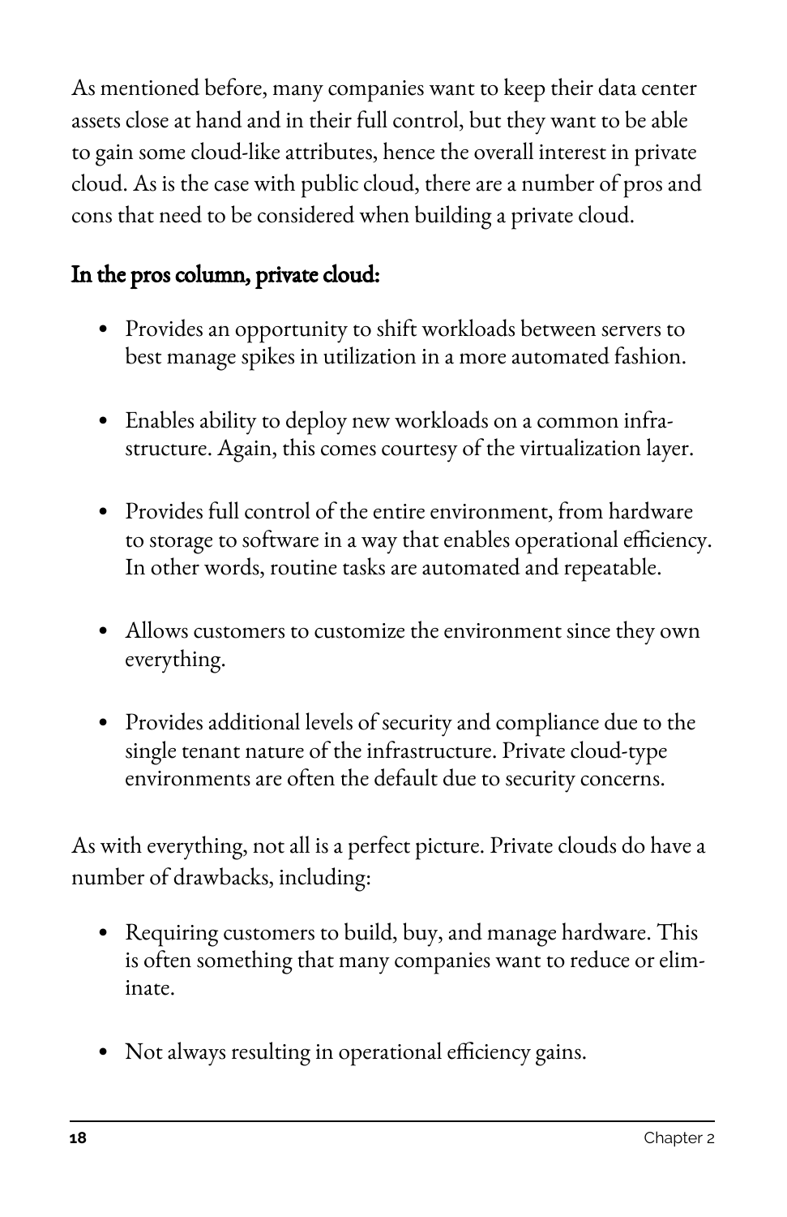As mentioned before, many companies want to keep their data center assets close at hand and in their full control, but they want to be able to gain some cloud-like attributes, hence the overall interest in private cloud. As is the case with public cloud, there are a number of pros and cons that need to be considered when building a private cloud.

**In the pros column, private cloud:**

- Provides an opportunity to shift workloads between servers to best manage spikes in utilization in a more automated fashion.
- Enables ability to deploy new workloads on a common infrastructure. Again, this comes courtesy of the virtualization layer.
- Provides full control of the entire environment, from hardware to storage to software in a way that enables operational efficiency. In other words, routine tasks are automated and repeatable.
- Allows customers to customize the environment since they own everything.
- Provides additional levels of security and compliance due to the single tenant nature of the infrastructure. Private cloud-type environments are often the default due to security concerns.

As with everything, not all is a perfect picture. Private clouds do have a number of drawbacks, including:

- Requiring customers to build, buy, and manage hardware. This is often something that many companies want to reduce or eliminate.
- Not always resulting in operational efficiency gains.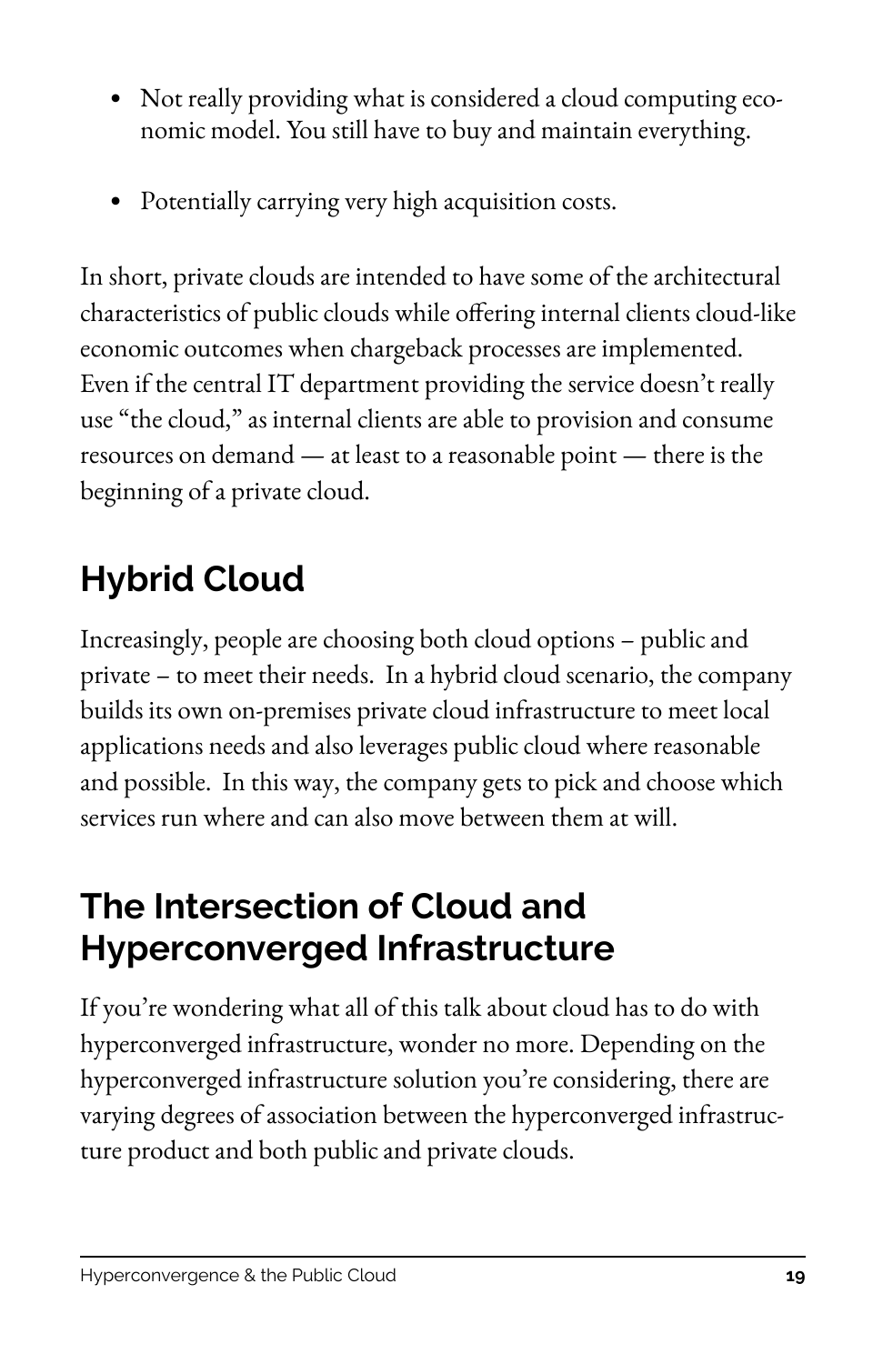- Not really providing what is considered a cloud computing economic model. You still have to buy and maintain everything.
- Potentially carrying very high acquisition costs.

In short, private clouds are intended to have some of the architectural characteristics of public clouds while offering internal clients cloud-like economic outcomes when chargeback processes are implemented. Even if the central IT department providing the service doesn't really use "the cloud," as internal clients are able to provision and consume resources on demand — at least to a reasonable point — there is the beginning of a private cloud.

## Hybrid Cloud

Increasingly, people are choosing both cloud options – public and private – to meet their needs. In a hybrid cloud scenario, the company builds its own on-premises private cloud infrastructure to meet local applications needs and also leverages public cloud where reasonable and possible. In this way, the company gets to pick and choose which services run where and can also move between them at will.

## The Intersection of Cloud and Hyperconverged Infrastructure

If you're wondering what all of this talk about cloud has to do with hyperconverged infrastructure, wonder no more. Depending on the hyperconverged infrastructure solution you're considering, there are varying degrees of association between the hyperconverged infrastructure product and both public and private clouds.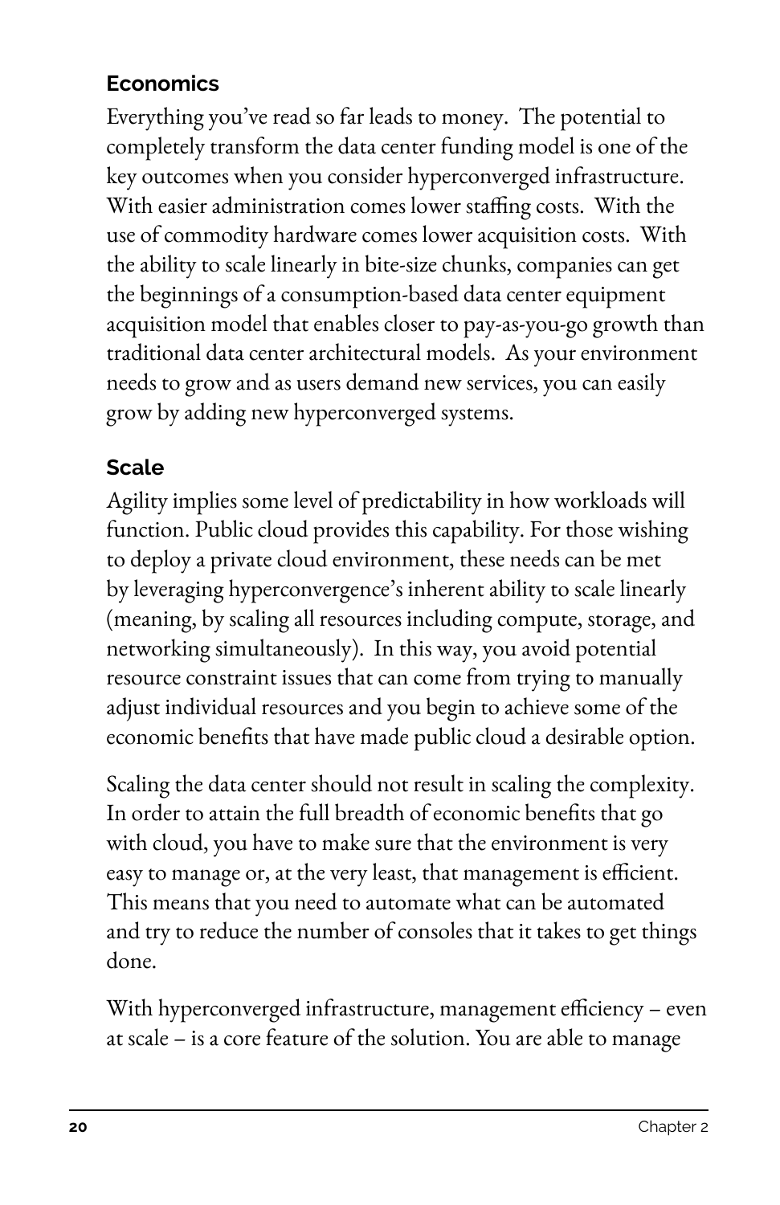### Economics

Everything you've read so far leads to money. The potential to completely transform the data center funding model is one of the key outcomes when you consider hyperconverged infrastructure. With easier administration comes lower staffing costs. With the use of commodity hardware comes lower acquisition costs. With the ability to scale linearly in bite-size chunks, companies can get the beginnings of a consumption-based data center equipment acquisition model that enables closer to pay-as-you-go growth than traditional data center architectural models. As your environment needs to grow and as users demand new services, you can easily grow by adding new hyperconverged systems.

### Scale

Agility implies some level of predictability in how workloads will function. Public cloud provides this capability. For those wishing to deploy a private cloud environment, these needs can be met by leveraging hyperconvergence's inherent ability to scale linearly (meaning, by scaling all resources including compute, storage, and networking simultaneously). In this way, you avoid potential resource constraint issues that can come from trying to manually adjust individual resources and you begin to achieve some of the economic benefits that have made public cloud a desirable option.

Scaling the data center should not result in scaling the complexity. In order to attain the full breadth of economic benefits that go with cloud, you have to make sure that the environment is very easy to manage or, at the very least, that management is efficient. This means that you need to automate what can be automated and try to reduce the number of consoles that it takes to get things done.

With hyperconverged infrastructure, management efficiency – even at scale – is a core feature of the solution. You are able to manage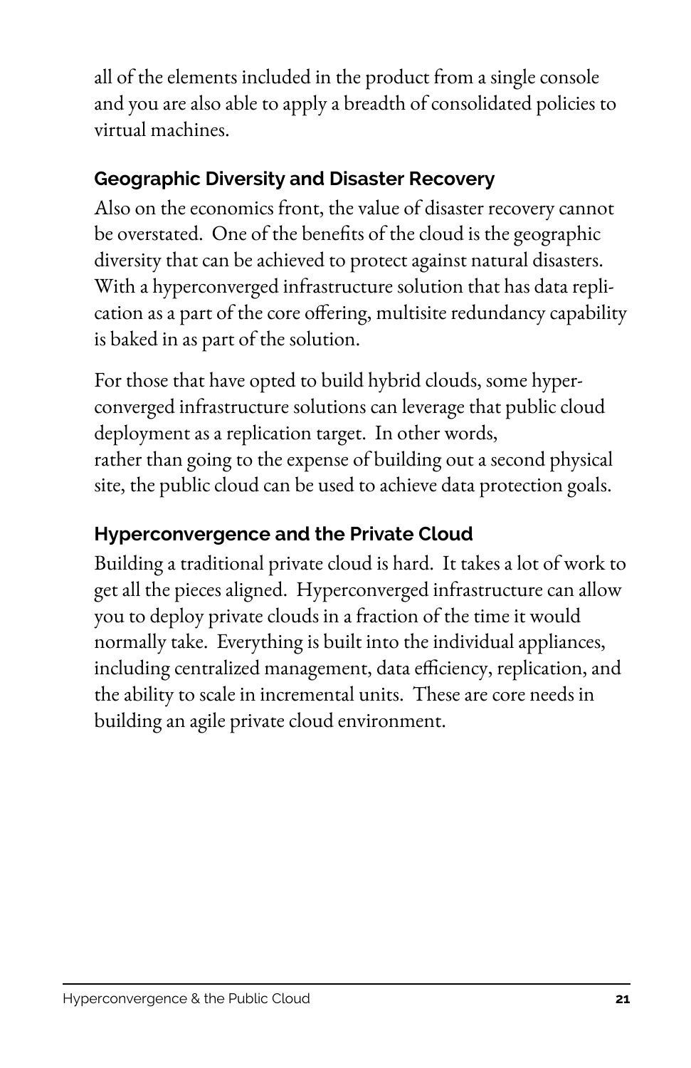all of the elements included in the product from a single console and you are also able to apply a breadth of consolidated policies to virtual machines.

### Geographic Diversity and Disaster Recovery

Also on the economics front, the value of disaster recovery cannot be overstated. One of the benefits of the cloud is the geographic diversity that can be achieved to protect against natural disasters. With a hyperconverged infrastructure solution that has data replication as a part of the core offering, multisite redundancy capability is baked in as part of the solution.

For those that have opted to build hybrid clouds, some hyperconverged infrastructure solutions can leverage that public cloud deployment as a replication target. In other words, rather than going to the expense of building out a second physical site, the public cloud can be used to achieve data protection goals.

### Hyperconvergence and the Private Cloud

Building a traditional private cloud is hard. It takes a lot of work to get all the pieces aligned. Hyperconverged infrastructure can allow you to deploy private clouds in a fraction of the time it would normally take. Everything is built into the individual appliances, including centralized management, data efficiency, replication, and the ability to scale in incremental units. These are core needs in building an agile private cloud environment.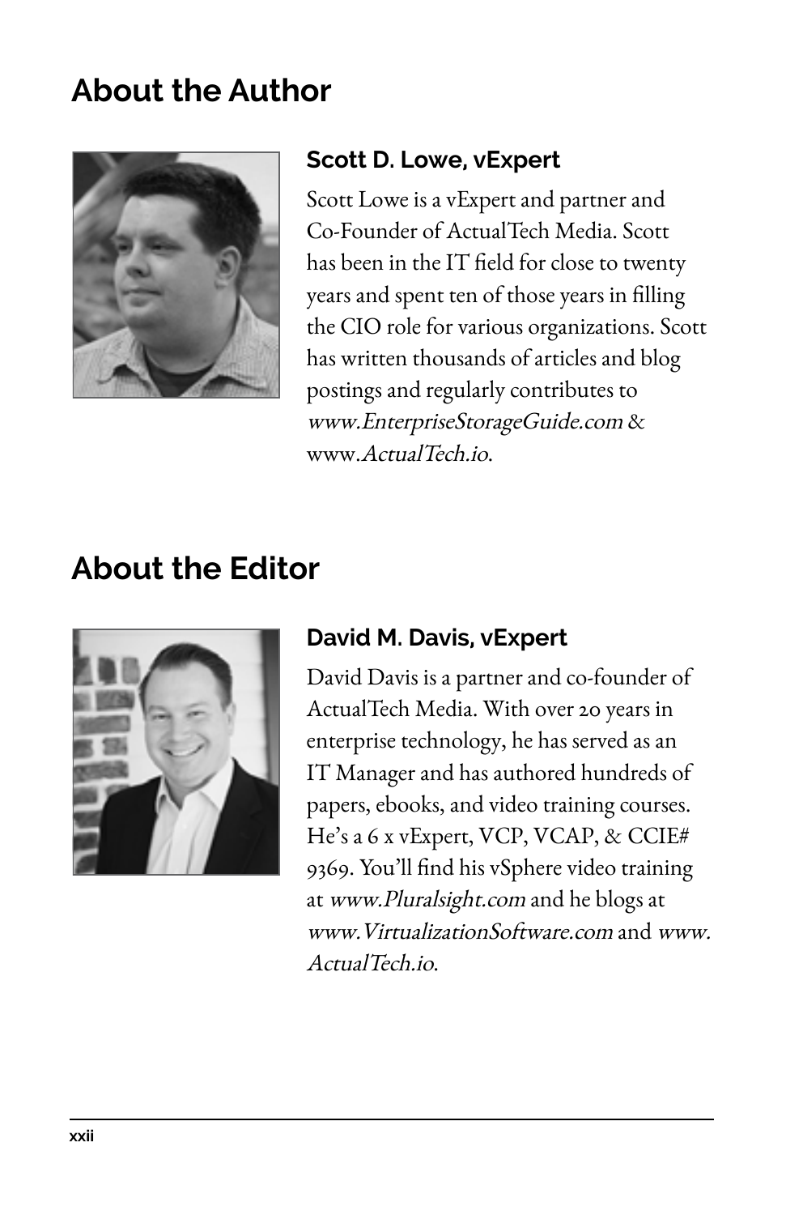## About the Author

### Scott D. Lowe, vExpert

Scott Lowe is a vExpert and partner and Co-Founder of ActualTech Media. Scott has been in the IT field for close to twenty years and spent ten of those years in filling the CIO role for various organizations. Scott has written thousands of articles and blog postings and regularly contributes to *www.EnterpriseStorageGuide.com* & www.*ActualTech.io*.

## About the Editor

### David M. Davis, vExpert

David Davis is a partner and co-founder of ActualTech Media. With over 20 years in enterprise technology, he has served as an IT Manager and has authored hundreds of papers, ebooks, and video training courses. He's a 6 x vExpert, VCP, VCAP, & CCIE# 9369. You'll find his vSphere video training at *www.Pluralsight.com* and he blogs at *www.VirtualizationSoftware.com* and *www.ActualTech.io*.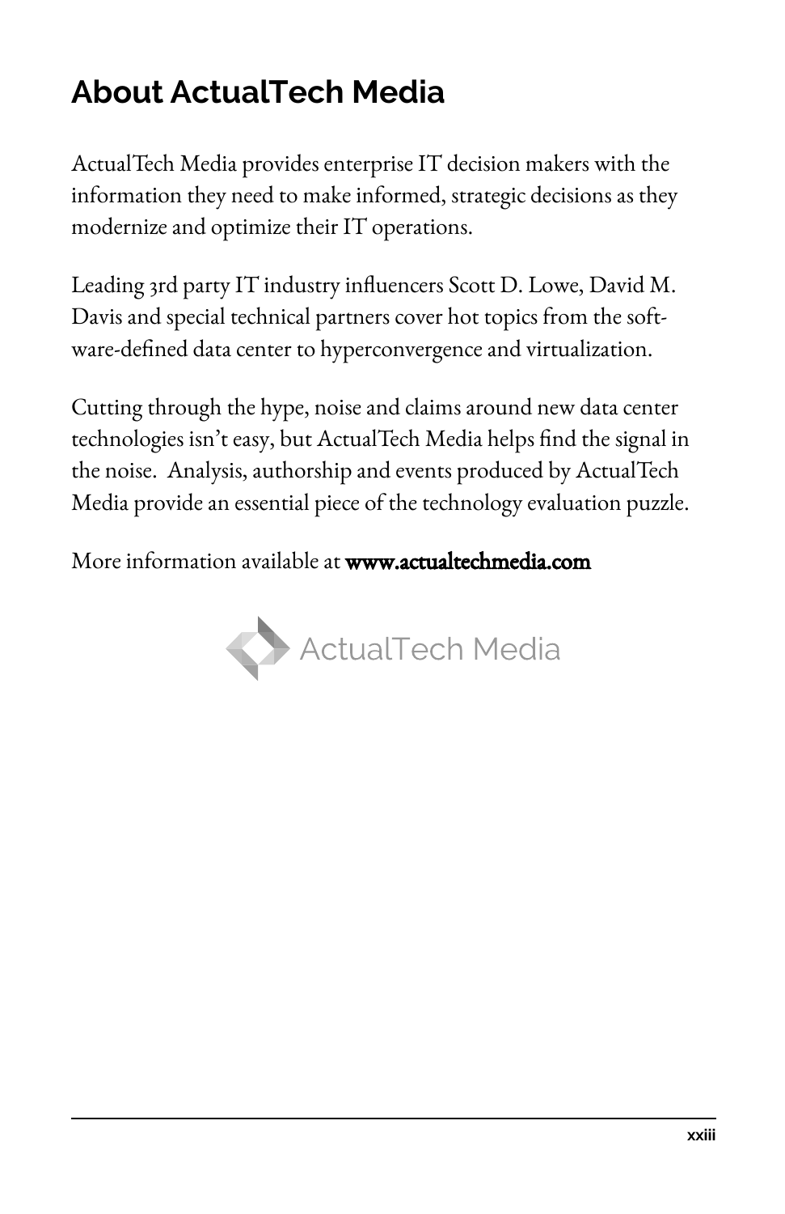# About ActualTech Media

ActualTech Media provides enterprise IT decision makers with the information they need to make informed, strategic decisions as they modernize and optimize their IT operations.

Leading 3rd party IT industry influencers Scott D. Lowe, David M. Davis and special technical partners cover hot topics from the software-defined data center to hyperconvergence and virtualization.

Cutting through the hype, noise and claims around new data center technologies isn't easy, but ActualTech Media helps find the signal in the noise. Analysis, authorship and events produced by ActualTech Media provide an essential piece of the technology evaluation puzzle.

More information available at **www.actualtechmedia.com**

ActualTech Media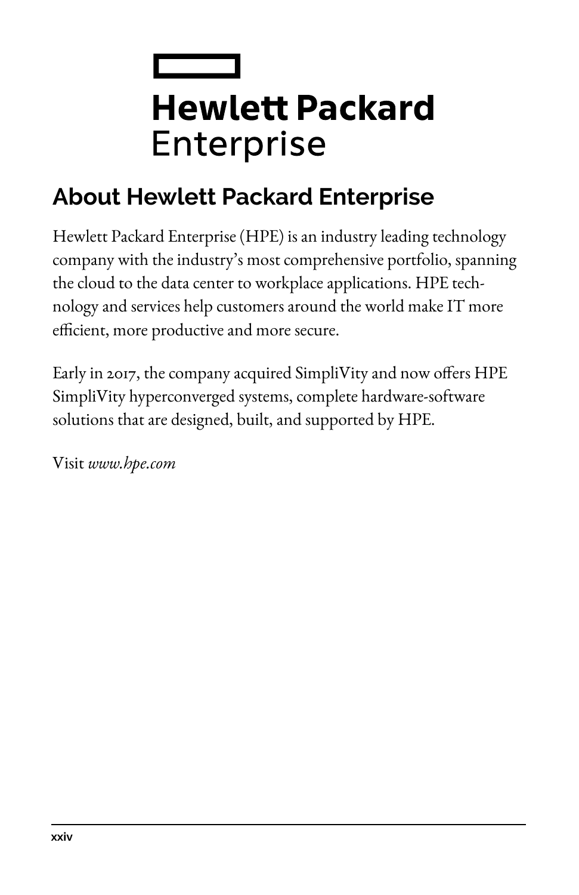Hewlett Packard Enterprise

## About Hewlett Packard Enterprise

Hewlett Packard Enterprise (HPE) is an industry leading technology company with the industry's most comprehensive portfolio, spanning the cloud to the data center to workplace applications. HPE technology and services help customers around the world make IT more efficient, more productive and more secure.

Early in 2017, the company acquired SimpliVity and now offers HPE SimpliVity hyperconverged systems, complete hardware-software solutions that are designed, built, and supported by HPE.

Visit *www.hpe.com*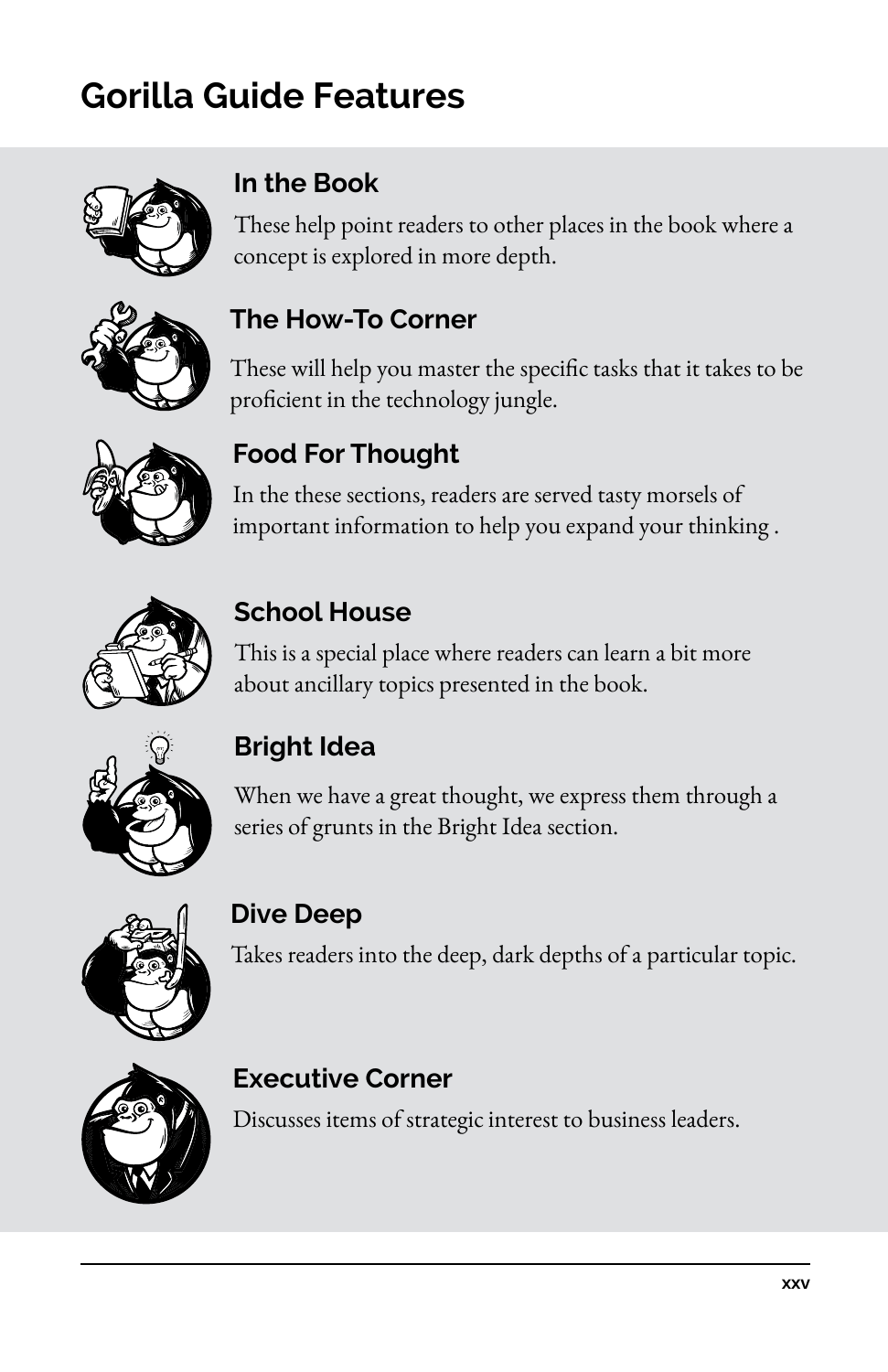# Gorilla Guide Features

## In the Book

These help point readers to other places in the book where a concept is explored in more depth.

## The How-To Corner

These will help you master the specific tasks that it takes to be proficient in the technology jungle.

## Food For Thought

In the these sections, readers are served tasty morsels of important information to help you expand your thinking .

## School House

This is a special place where readers can learn a bit more about ancillary topics presented in the book.

## Bright Idea

When we have a great thought, we express them through a series of grunts in the Bright Idea section.

## Dive Deep

Takes readers into the deep, dark depths of a particular topic.

## Executive Corner

Discusses items of strategic interest to business leaders.